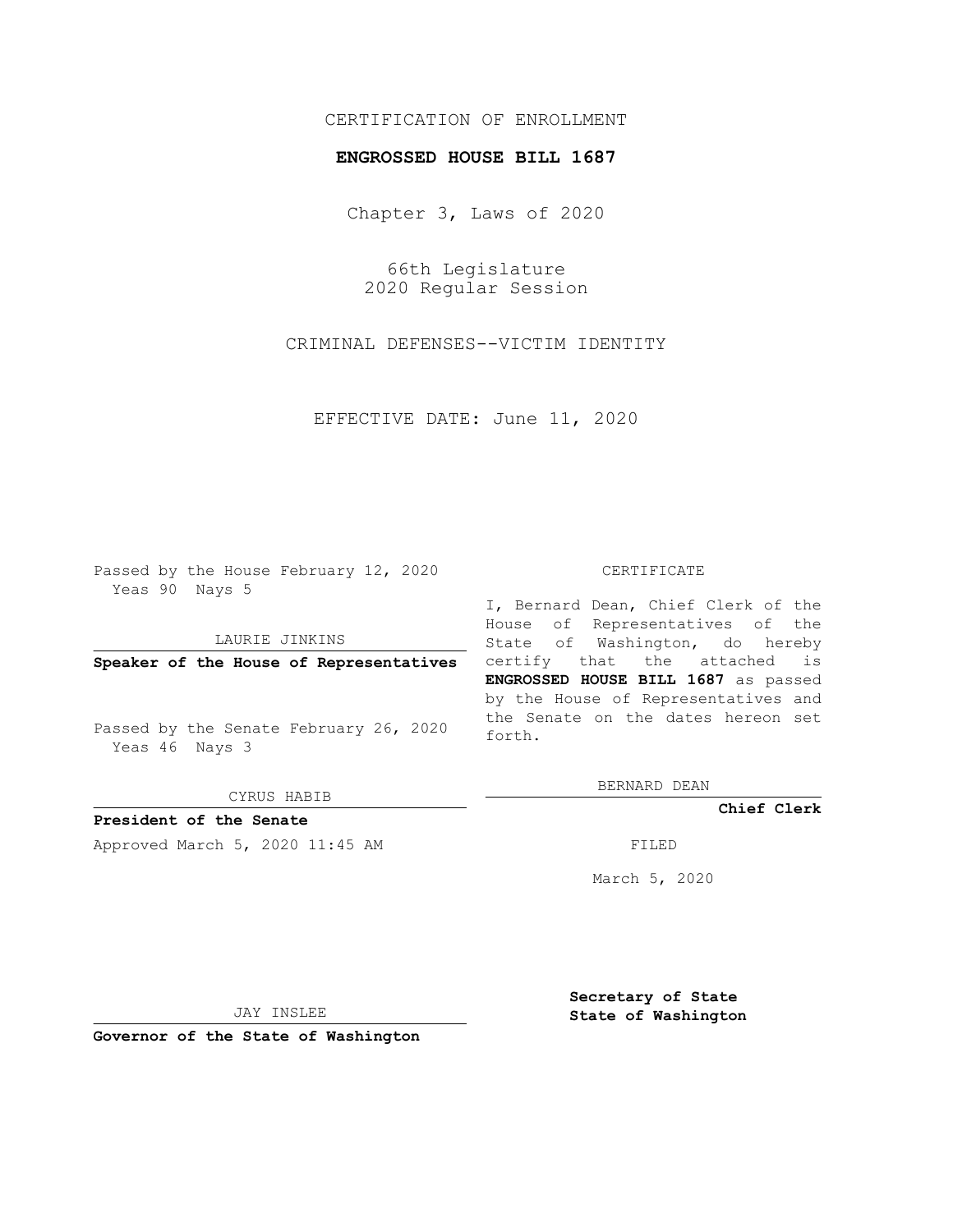CERTIFICATION OF ENROLLMENT

**ENGROSSED HOUSE BILL 1687**

Chapter 3, Laws of 2020

66th Legislature
2020 Regular Session

CRIMINAL DEFENSES--VICTIM IDENTITY

EFFECTIVE DATE: June 11, 2020

Passed by the House February 12, 2020
Yeas 90 Nays 5

LAURIE JINKINS

**Speaker of the House of Representatives**

Passed by the Senate February 26, 2020
Yeas 46 Nays 3

CYRUS HABIB

**President of the Senate**

Approved March 5, 2020 11:45 AM

JAY INSLEE

**Governor of the State of Washington**

CERTIFICATE

I, Bernard Dean, Chief Clerk of the House of Representatives of the State of Washington, do hereby certify that the attached is **ENGROSSED HOUSE BILL 1687** as passed by the House of Representatives and the Senate on the dates hereon set forth.

BERNARD DEAN

**Chief Clerk**

FILED

March 5, 2020

**Secretary of State**
**State of Washington**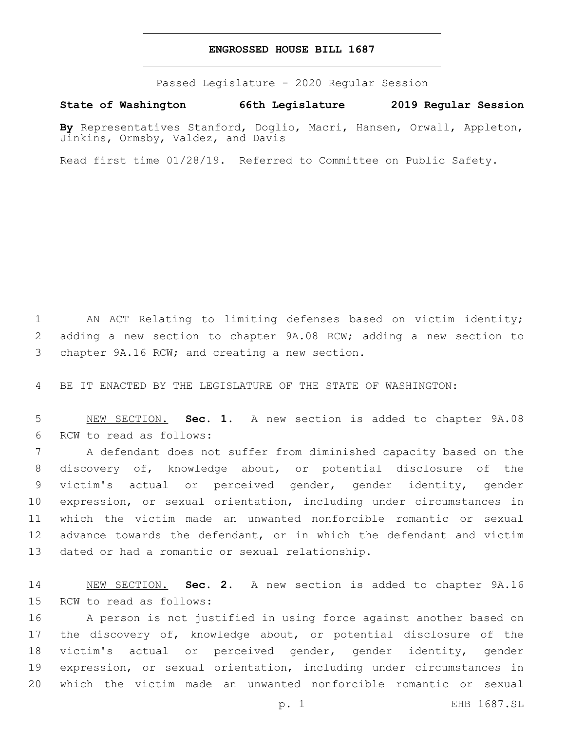**ENGROSSED HOUSE BILL 1687**

Passed Legislature - 2020 Regular Session

**State of Washington 66th Legislature 2019 Regular Session**

**By** Representatives Stanford, Doglio, Macri, Hansen, Orwall, Appleton, Jinkins, Ormsby, Valdez, and Davis

Read first time 01/28/19. Referred to Committee on Public Safety.

1 AN ACT Relating to limiting defenses based on victim identity; 2 adding a new section to chapter 9A.08 RCW; adding a new section to 3 chapter 9A.16 RCW; and creating a new section.

4 BE IT ENACTED BY THE LEGISLATURE OF THE STATE OF WASHINGTON:

5 NEW SECTION. **Sec. 1.** A new section is added to chapter 9A.08 6 RCW to read as follows:

7 A defendant does not suffer from diminished capacity based on the 8 discovery of, knowledge about, or potential disclosure of the 9 victim's actual or perceived gender, gender identity, gender 10 expression, or sexual orientation, including under circumstances in 11 which the victim made an unwanted nonforcible romantic or sexual 12 advance towards the defendant, or in which the defendant and victim 13 dated or had a romantic or sexual relationship.

14 NEW SECTION. **Sec. 2.** A new section is added to chapter 9A.16 15 RCW to read as follows:

16 A person is not justified in using force against another based on 17 the discovery of, knowledge about, or potential disclosure of the 18 victim's actual or perceived gender, gender identity, gender 19 expression, or sexual orientation, including under circumstances in 20 which the victim made an unwanted nonforcible romantic or sexual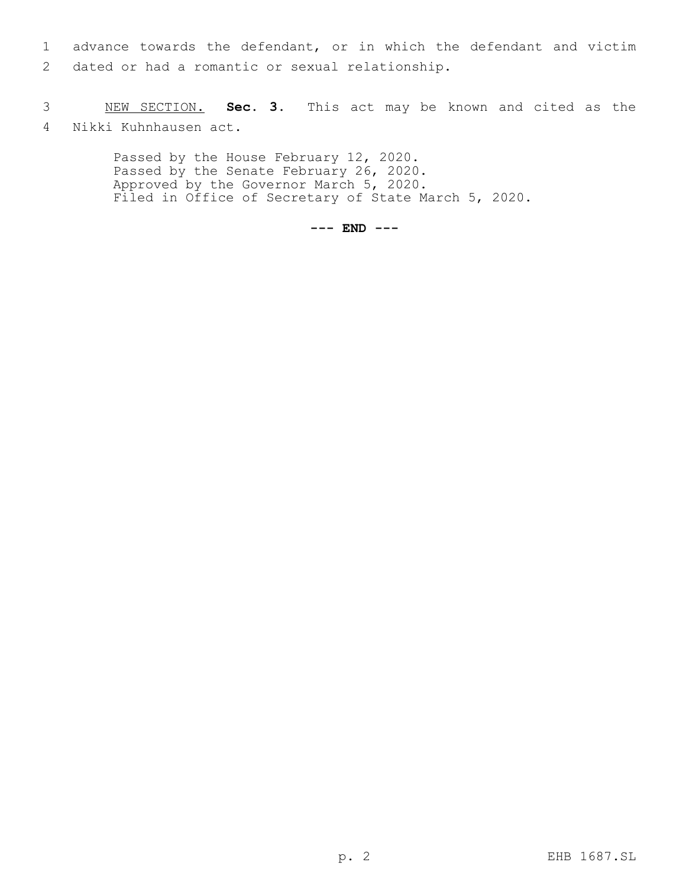advance towards the defendant, or in which the defendant and victim dated or had a romantic or sexual relationship.

NEW SECTION. **Sec. 3.** This act may be known and cited as the Nikki Kuhnhausen act.

Passed by the House February 12, 2020.
Passed by the Senate February 26, 2020.
Approved by the Governor March 5, 2020.
Filed in Office of Secretary of State March 5, 2020.

**--- END ---**